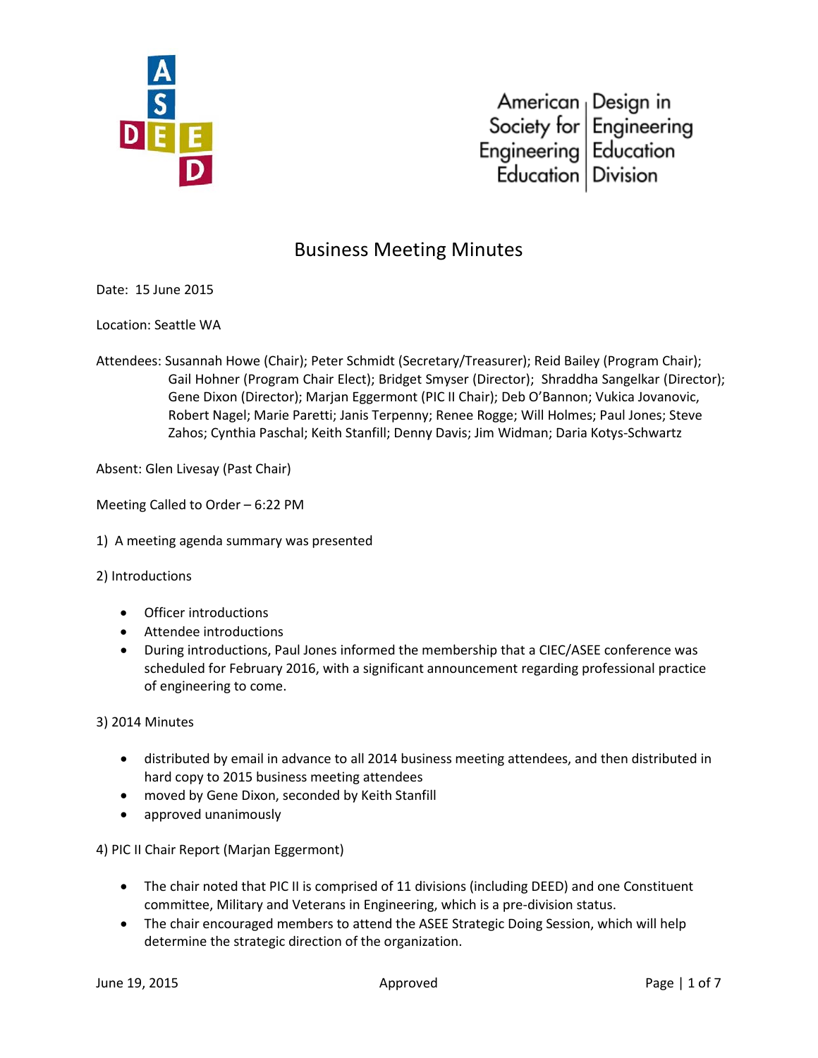American Society for Engineering Education | Design in Engineering Education Division

# Business Meeting Minutes

Date: 15 June 2015

Location: Seattle WA

Attendees: Susannah Howe (Chair); Peter Schmidt (Secretary/Treasurer); Reid Bailey (Program Chair); Gail Hohner (Program Chair Elect); Bridget Smyser (Director); Shraddha Sangelkar (Director); Gene Dixon (Director); Marjan Eggermont (PIC II Chair); Deb O'Bannon; Vukica Jovanovic, Robert Nagel; Marie Paretti; Janis Terpenny; Renee Rogge; Will Holmes; Paul Jones; Steve Zahos; Cynthia Paschal; Keith Stanfill; Denny Davis; Jim Widman; Daria Kotys-Schwartz

Absent: Glen Livesay (Past Chair)

Meeting Called to Order – 6:22 PM

1) A meeting agenda summary was presented

2) Introductions

- Officer introductions
- Attendee introductions
- During introductions, Paul Jones informed the membership that a CIEC/ASEE conference was scheduled for February 2016, with a significant announcement regarding professional practice of engineering to come.

3) 2014 Minutes

- distributed by email in advance to all 2014 business meeting attendees, and then distributed in hard copy to 2015 business meeting attendees
- moved by Gene Dixon, seconded by Keith Stanfill
- approved unanimously

4) PIC II Chair Report (Marjan Eggermont)

- The chair noted that PIC II is comprised of 11 divisions (including DEED) and one Constituent committee, Military and Veterans in Engineering, which is a pre-division status.
- The chair encouraged members to attend the ASEE Strategic Doing Session, which will help determine the strategic direction of the organization.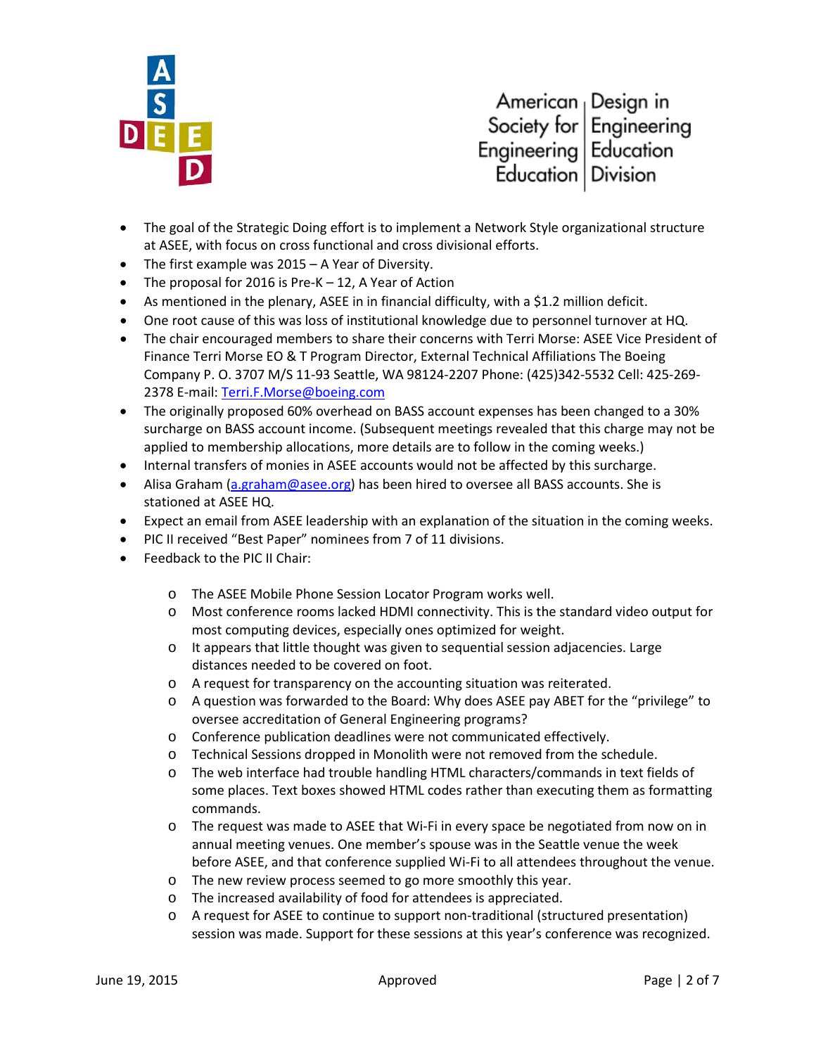- The goal of the Strategic Doing effort is to implement a Network Style organizational structure at ASEE, with focus on cross functional and cross divisional efforts.
- The first example was 2015 – A Year of Diversity.
- The proposal for 2016 is Pre-K – 12, A Year of Action
- As mentioned in the plenary, ASEE in in financial difficulty, with a $1.2 million deficit.
- One root cause of this was loss of institutional knowledge due to personnel turnover at HQ.
- The chair encouraged members to share their concerns with Terri Morse: ASEE Vice President of Finance Terri Morse EO & T Program Director, External Technical Affiliations The Boeing Company P. O. 3707 M/S 11-93 Seattle, WA 98124-2207 Phone: (425)342-5532 Cell: 425-269-2378 E-mail: [Terri.F.Morse@boeing.com](mailto:Terri.F.Morse@boeing.com)
- The originally proposed 60% overhead on BASS account expenses has been changed to a 30% surcharge on BASS account income. (Subsequent meetings revealed that this charge may not be applied to membership allocations, more details are to follow in the coming weeks.)
- Internal transfers of monies in ASEE accounts would not be affected by this surcharge.
- Alisa Graham ([a.graham@asee.org](mailto:a.graham@asee.org)) has been hired to oversee all BASS accounts. She is stationed at ASEE HQ.
- Expect an email from ASEE leadership with an explanation of the situation in the coming weeks.
- PIC II received "Best Paper" nominees from 7 of 11 divisions.
- Feedback to the PIC II Chair:
  - The ASEE Mobile Phone Session Locator Program works well.
  - Most conference rooms lacked HDMI connectivity. This is the standard video output for most computing devices, especially ones optimized for weight.
  - It appears that little thought was given to sequential session adjacencies. Large distances needed to be covered on foot.
  - A request for transparency on the accounting situation was reiterated.
  - A question was forwarded to the Board: Why does ASEE pay ABET for the "privilege" to oversee accreditation of General Engineering programs?
  - Conference publication deadlines were not communicated effectively.
  - Technical Sessions dropped in Monolith were not removed from the schedule.
  - The web interface had trouble handling HTML characters/commands in text fields of some places. Text boxes showed HTML codes rather than executing them as formatting commands.
  - The request was made to ASEE that Wi-Fi in every space be negotiated from now on in annual meeting venues. One member's spouse was in the Seattle venue the week before ASEE, and that conference supplied Wi-Fi to all attendees throughout the venue.
  - The new review process seemed to go more smoothly this year.
  - The increased availability of food for attendees is appreciated.
  - A request for ASEE to continue to support non-traditional (structured presentation) session was made. Support for these sessions at this year's conference was recognized.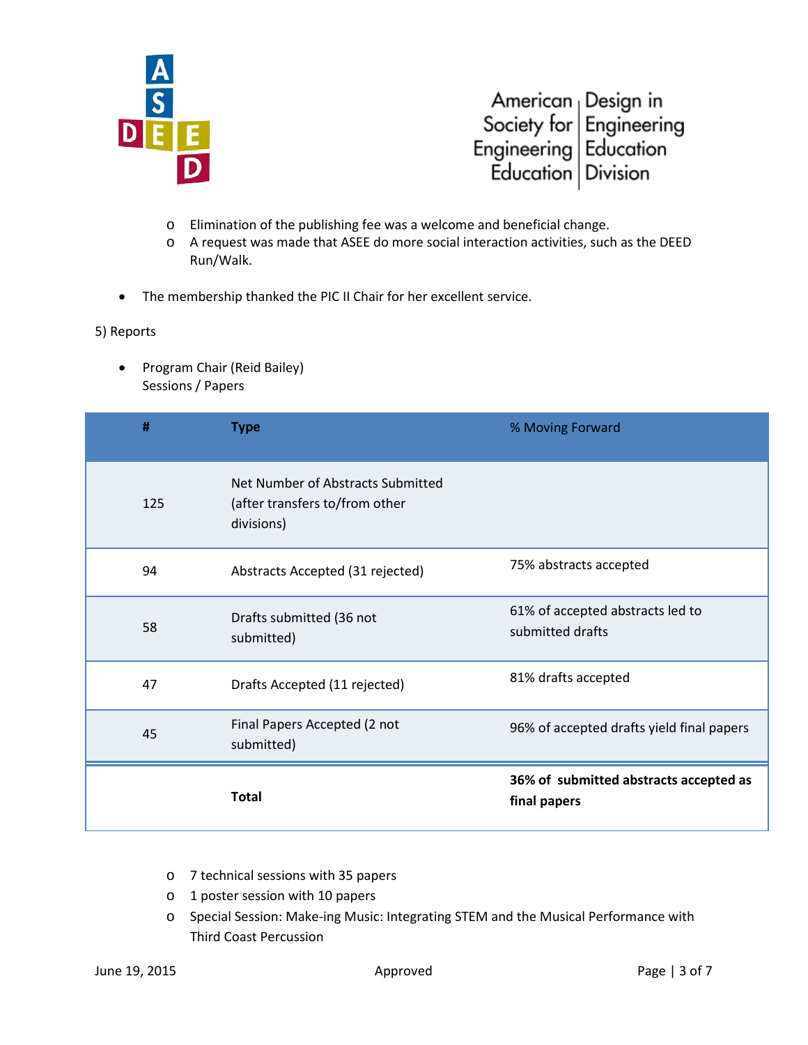- Elimination of the publishing fee was a welcome and beneficial change.
   - A request was made that ASEE do more social interaction activities, such as the DEED Run/Walk.

- The membership thanked the PIC II Chair for her excellent service.

5) Reports

- Program Chair (Reid Bailey)
  Sessions / Papers

| # | Type | % Moving Forward |
|---|---|---|
| 125 | Net Number of Abstracts Submitted (after transfers to/from other divisions) | |
| 94 | Abstracts Accepted (31 rejected) | 75% abstracts accepted |
| 58 | Drafts submitted (36 not submitted) | 61% of accepted abstracts led to submitted drafts |
| 47 | Drafts Accepted (11 rejected) | 81% drafts accepted |
| 45 | Final Papers Accepted (2 not submitted) | 96% of accepted drafts yield final papers |
| | **Total** | **36% of submitted abstracts accepted as final papers** |

   - 7 technical sessions with 35 papers
   - 1 poster session with 10 papers
   - Special Session: Make-ing Music: Integrating STEM and the Musical Performance with Third Coast Percussion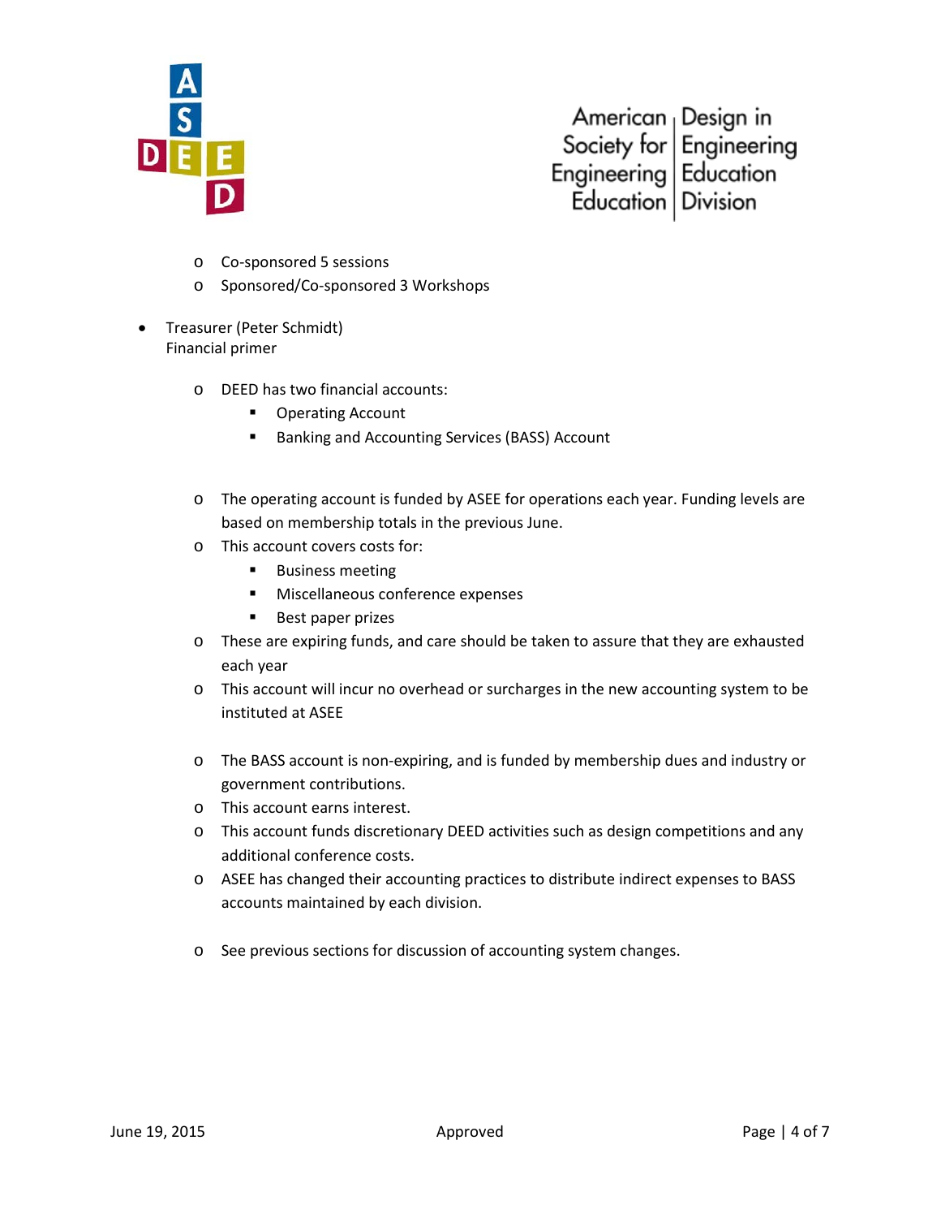- Co-sponsored 5 sessions
- Sponsored/Co-sponsored 3 Workshops

- Treasurer (Peter Schmidt)
  Financial primer

  - DEED has two financial accounts:
    - Operating Account
    - Banking and Accounting Services (BASS) Account

  - The operating account is funded by ASEE for operations each year. Funding levels are based on membership totals in the previous June.
  - This account covers costs for:
    - Business meeting
    - Miscellaneous conference expenses
    - Best paper prizes
  - These are expiring funds, and care should be taken to assure that they are exhausted each year
  - This account will incur no overhead or surcharges in the new accounting system to be instituted at ASEE

  - The BASS account is non-expiring, and is funded by membership dues and industry or government contributions.
  - This account earns interest.
  - This account funds discretionary DEED activities such as design competitions and any additional conference costs.
  - ASEE has changed their accounting practices to distribute indirect expenses to BASS accounts maintained by each division.

  - See previous sections for discussion of accounting system changes.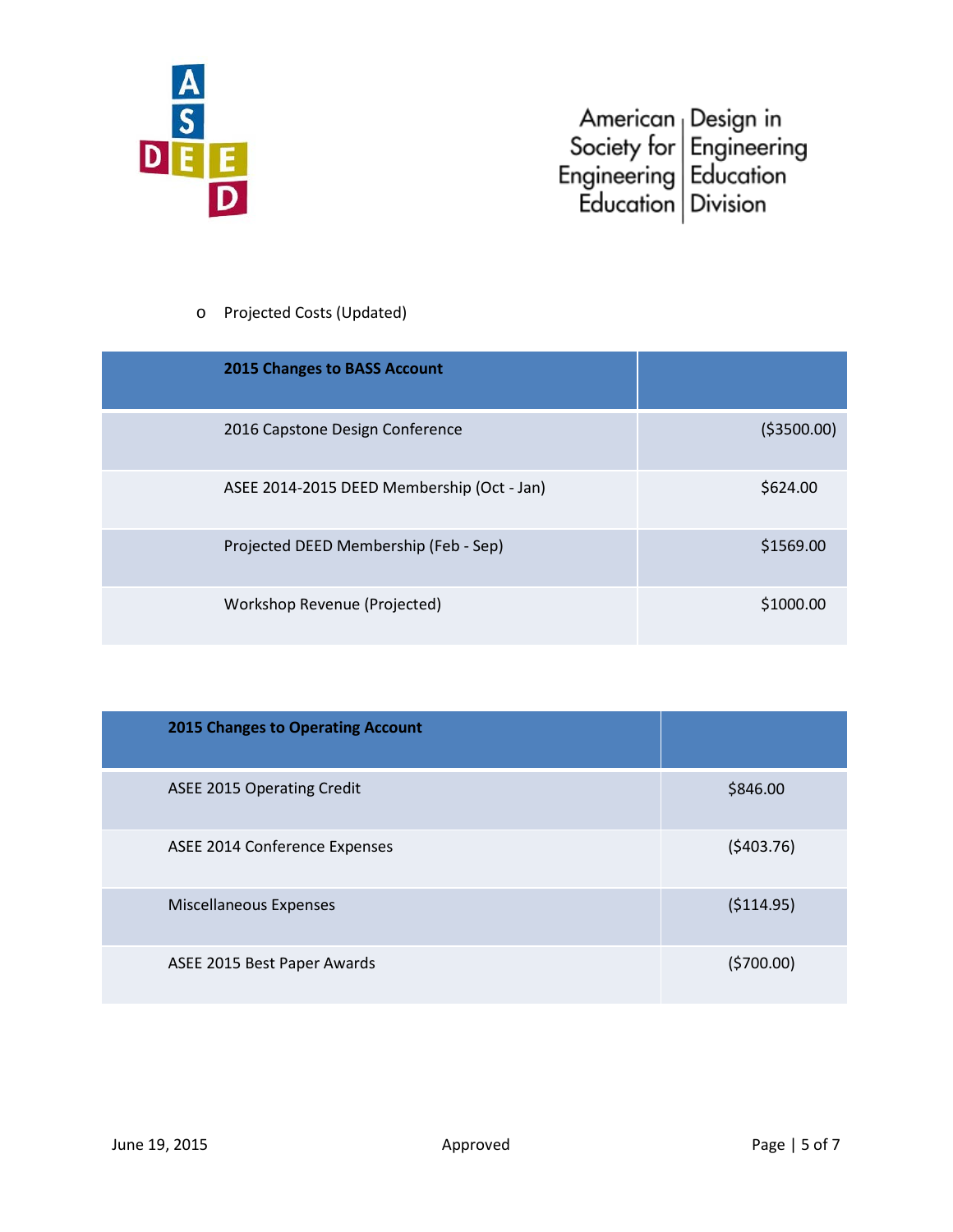- Projected Costs (Updated)

| **2015 Changes to BASS Account** | |
|---|---|
| 2016 Capstone Design Conference | ($3500.00) |
| ASEE 2014-2015 DEED Membership (Oct - Jan) | $624.00 |
| Projected DEED Membership (Feb - Sep) | $1569.00 |
| Workshop Revenue (Projected) | $1000.00 |

| **2015 Changes to Operating Account** | |
|---|---|
| ASEE 2015 Operating Credit | $846.00 |
| ASEE 2014 Conference Expenses | ($403.76) |
| Miscellaneous Expenses | ($114.95) |
| ASEE 2015 Best Paper Awards | ($700.00) |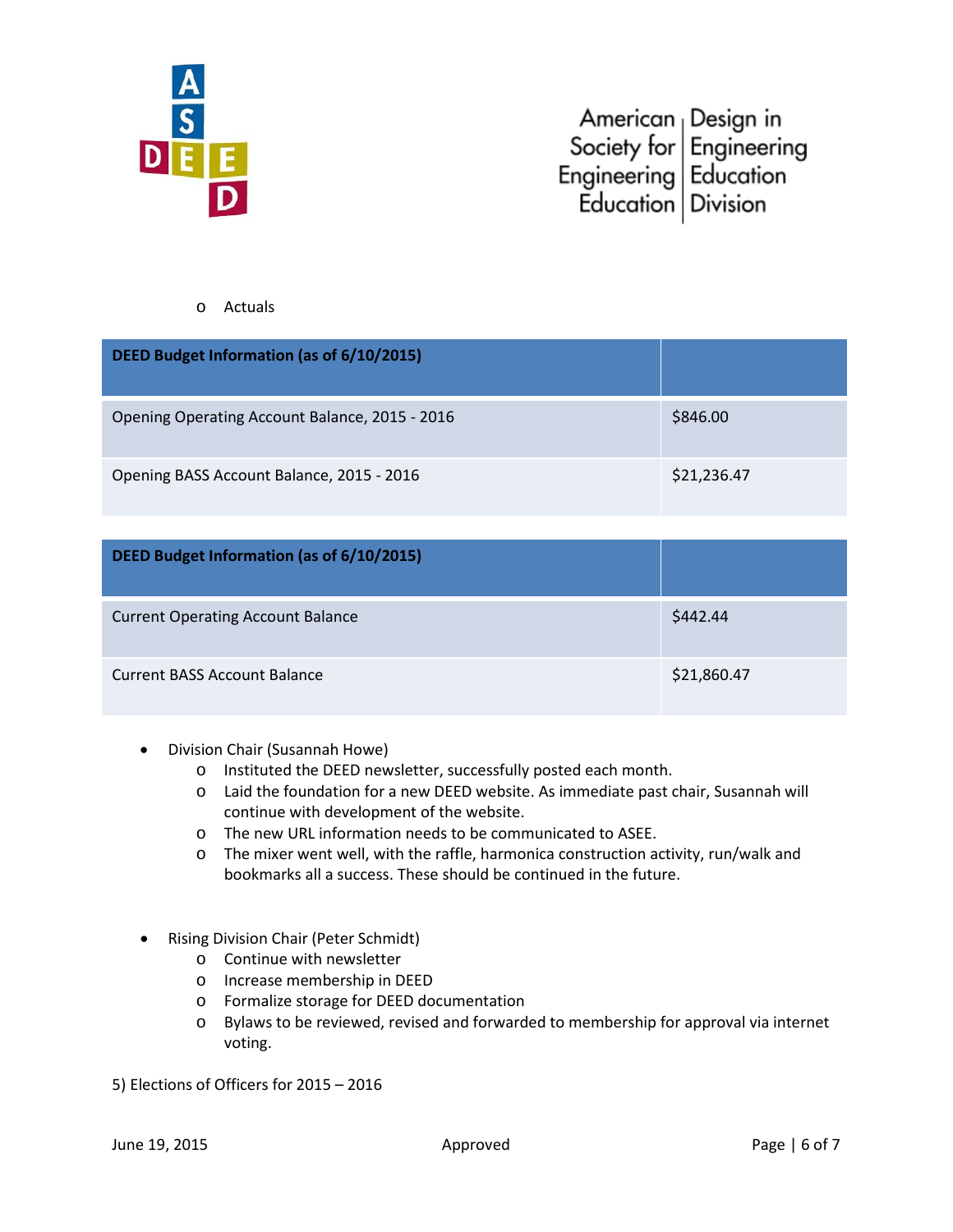- Actuals

| DEED Budget Information (as of 6/10/2015) | |
|---|---|
| Opening Operating Account Balance, 2015 - 2016 | $846.00 |
| Opening BASS Account Balance, 2015 - 2016 | $21,236.47 |

| DEED Budget Information (as of 6/10/2015) | |
|---|---|
| Current Operating Account Balance | $442.44 |
| Current BASS Account Balance | $21,860.47 |

- Division Chair (Susannah Howe)
  - Instituted the DEED newsletter, successfully posted each month.
  - Laid the foundation for a new DEED website. As immediate past chair, Susannah will continue with development of the website.
  - The new URL information needs to be communicated to ASEE.
  - The mixer went well, with the raffle, harmonica construction activity, run/walk and bookmarks all a success. These should be continued in the future.

- Rising Division Chair (Peter Schmidt)
  - Continue with newsletter
  - Increase membership in DEED
  - Formalize storage for DEED documentation
  - Bylaws to be reviewed, revised and forwarded to membership for approval via internet voting.

5) Elections of Officers for 2015 – 2016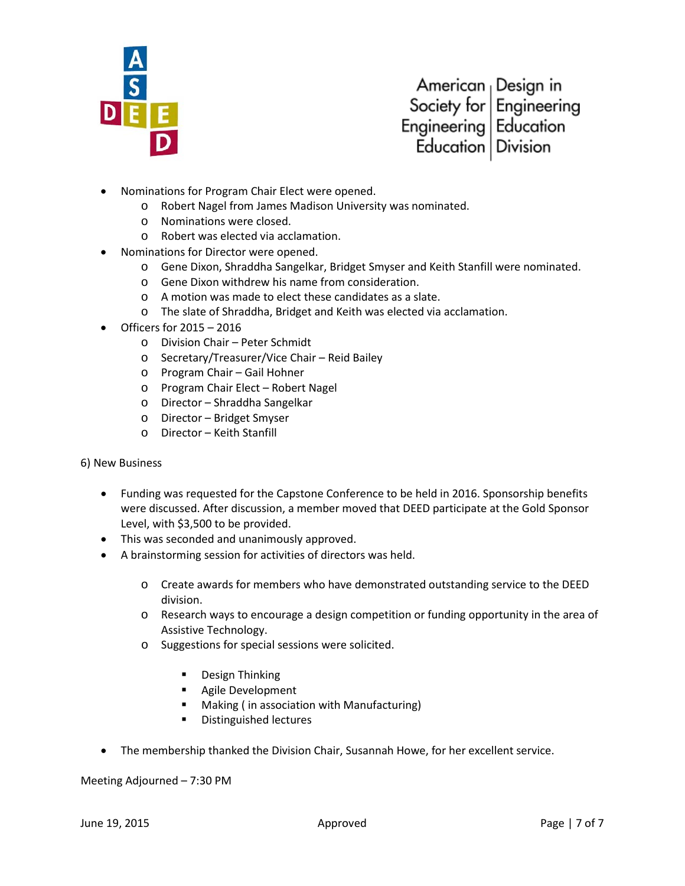- Nominations for Program Chair Elect were opened.
  - Robert Nagel from James Madison University was nominated.
  - Nominations were closed.
  - Robert was elected via acclamation.
- Nominations for Director were opened.
  - Gene Dixon, Shraddha Sangelkar, Bridget Smyser and Keith Stanfill were nominated.
  - Gene Dixon withdrew his name from consideration.
  - A motion was made to elect these candidates as a slate.
  - The slate of Shraddha, Bridget and Keith was elected via acclamation.
- Officers for 2015 – 2016
  - Division Chair – Peter Schmidt
  - Secretary/Treasurer/Vice Chair – Reid Bailey
  - Program Chair – Gail Hohner
  - Program Chair Elect – Robert Nagel
  - Director – Shraddha Sangelkar
  - Director – Bridget Smyser
  - Director – Keith Stanfill

6) New Business

- Funding was requested for the Capstone Conference to be held in 2016. Sponsorship benefits were discussed. After discussion, a member moved that DEED participate at the Gold Sponsor Level, with $3,500 to be provided.
- This was seconded and unanimously approved.
- A brainstorming session for activities of directors was held.
  - Create awards for members who have demonstrated outstanding service to the DEED division.
  - Research ways to encourage a design competition or funding opportunity in the area of Assistive Technology.
  - Suggestions for special sessions were solicited.
    - Design Thinking
    - Agile Development
    - Making ( in association with Manufacturing)
    - Distinguished lectures
- The membership thanked the Division Chair, Susannah Howe, for her excellent service.

Meeting Adjourned – 7:30 PM